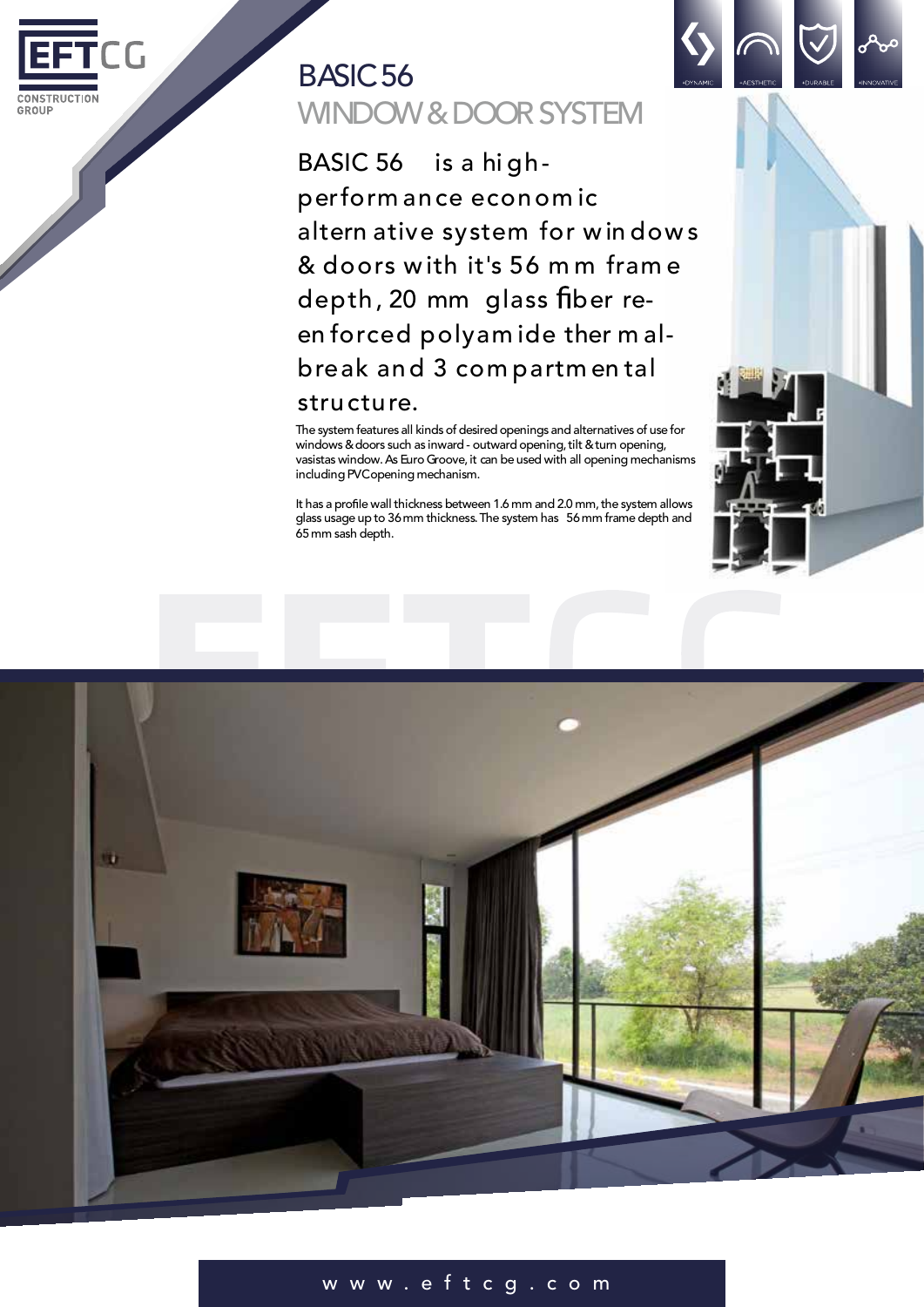EFTCG
CONSTRUCTION GROUP

# BASIC 56
## WINDOW & DOOR SYSTEM

•DYNAMIC •AESTHETIC •DURABLE •INNOVATIVE

**BASIC 56 is a high-performance economic alternative system for windows & doors with it's 56 mm frame depth, 20 mm glass fiber re-enforced polyamide thermal-break and 3 compartmental structure.**

The system features all kinds of desired openings and alternatives of use for windows & doors such as inward - outward opening, tilt & turn opening, vasistas window. As Euro Groove, it can be used with all opening mechanisms including PVC opening mechanism.

It has a profile wall thickness between 1.6 mm and 2.0 mm, the system allows glass usage up to 36 mm thickness. The system has 56 mm frame depth and 65 mm sash depth.

www.eftcg.com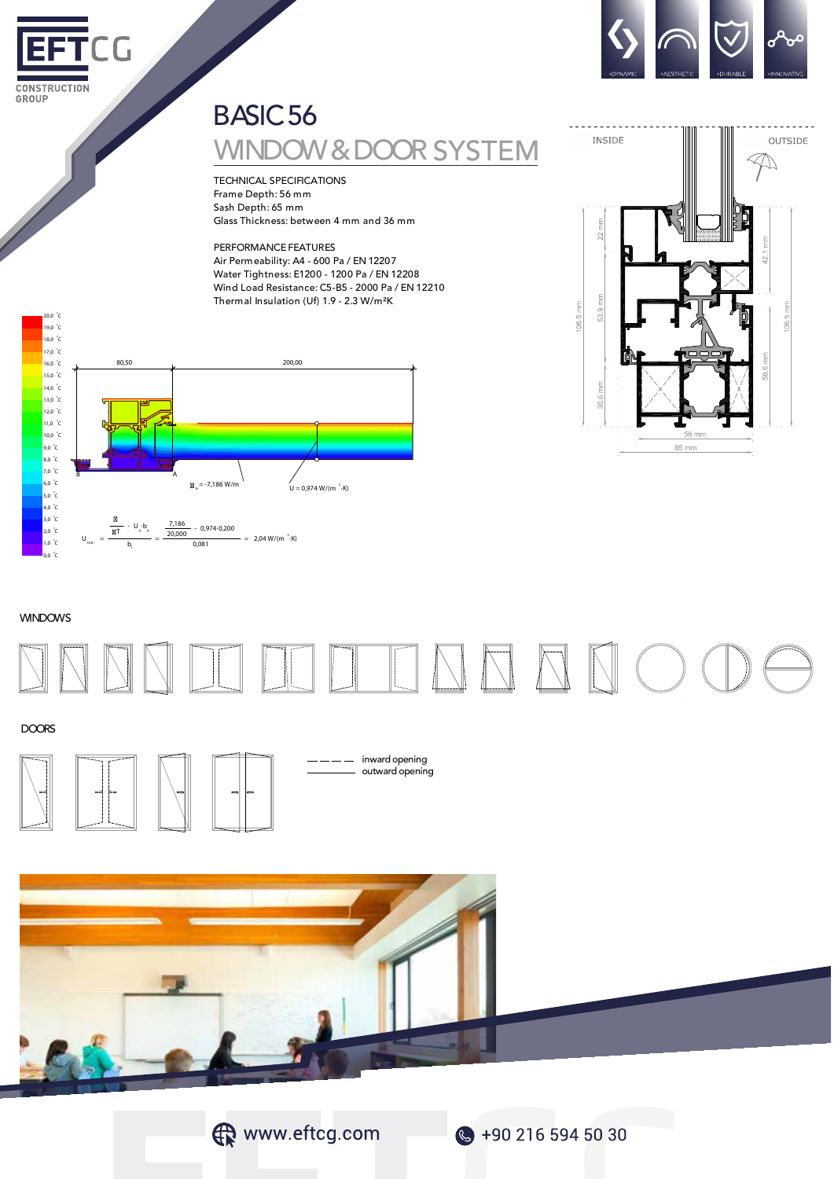# BASIC 56

## WINDOW & DOOR SYSTEM

TECHNICAL SPECIFICATIONS
Frame Depth: 56 mm
Sash Depth: 65 mm
Glass Thickness: between 4 mm and 36 mm

PERFORMANCE FEATURES
Air Permeability: A4 - 600 Pa / EN 12207
Water Tightness: E1200 - 1200 Pa / EN 12208
Wind Load Resistance: C5-B5 - 2000 Pa / EN 12210
Thermal Insulation (Uf) 1.9 - 2.3 W/m²K

INSIDE
OUTSIDE
22 mm
53.9 mm
30.6 mm
106.5 mm
42.1 mm
58.6 mm
106.5 mm
56 mm
65 mm

20,0 °C
19,0 °C
18,0 °C
17,0 °C
16,0 °C
15,0 °C
14,0 °C
13,0 °C
12,0 °C
11,0 °C
10,0 °C
9,0 °C
8,0 °C
7,0 °C
6,0 °C
5,0 °C
4,0 °C
3,0 °C
2,0 °C
1,0 °C
0,0 °C

80,50
200,00
B
A
$\Phi_{s} = -7{,}186$ W/m
U = 0,974 W/(m²·K)

$$U_{f,AX} = \frac{\frac{\Phi}{\Delta T} - U_p \cdot b_p}{b_f} = \frac{\frac{7{,}186}{20{,}000} - 0{,}974 \cdot 0{,}200}{0{,}081} = 2{,}04\ W/(m^2 \cdot K)$$

WINDOWS

DOORS

inward opening
outward opening

www.eftcg.com
+90 216 594 50 30